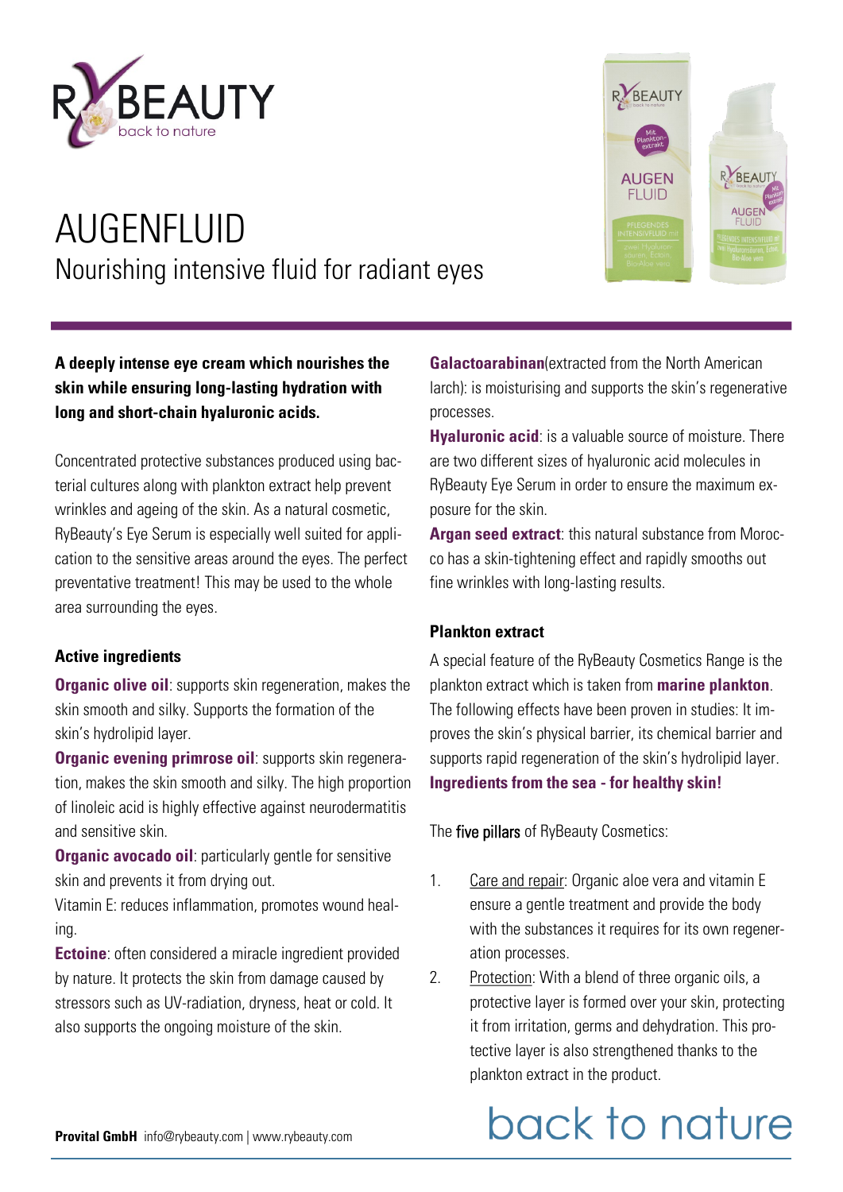RY BEAUTY
back to nature

# AUGENFLUID

## Nourishing intensive fluid for radiant eyes

**A deeply intense eye cream which nourishes the skin while ensuring long-lasting hydration with long and short-chain hyaluronic acids.**

Concentrated protective substances produced using bacterial cultures along with plankton extract help prevent wrinkles and ageing of the skin. As a natural cosmetic, RyBeauty's Eye Serum is especially well suited for application to the sensitive areas around the eyes. The perfect preventative treatment! This may be used to the whole area surrounding the eyes.

### Active ingredients

**Organic olive oil**: supports skin regeneration, makes the skin smooth and silky. Supports the formation of the skin's hydrolipid layer.

**Organic evening primrose oil**: supports skin regeneration, makes the skin smooth and silky. The high proportion of linoleic acid is highly effective against neurodermatitis and sensitive skin.

**Organic avocado oil**: particularly gentle for sensitive skin and prevents it from drying out.

Vitamin E: reduces inflammation, promotes wound healing.

**Ectoine**: often considered a miracle ingredient provided by nature. It protects the skin from damage caused by stressors such as UV-radiation, dryness, heat or cold. It also supports the ongoing moisture of the skin.

**Galactoarabinan**(extracted from the North American larch): is moisturising and supports the skin's regenerative processes.

**Hyaluronic acid**: is a valuable source of moisture. There are two different sizes of hyaluronic acid molecules in RyBeauty Eye Serum in order to ensure the maximum exposure for the skin.

**Argan seed extract**: this natural substance from Morocco has a skin-tightening effect and rapidly smooths out fine wrinkles with long-lasting results.

### Plankton extract

A special feature of the RyBeauty Cosmetics Range is the plankton extract which is taken from **marine plankton**. The following effects have been proven in studies: It improves the skin's physical barrier, its chemical barrier and supports rapid regeneration of the skin's hydrolipid layer.

**Ingredients from the sea - for healthy skin!**

The five pillars of RyBeauty Cosmetics:

1. Care and repair: Organic aloe vera and vitamin E ensure a gentle treatment and provide the body with the substances it requires for its own regeneration processes.
2. Protection: With a blend of three organic oils, a protective layer is formed over your skin, protecting it from irritation, germs and dehydration. This protective layer is also strengthened thanks to the plankton extract in the product.

**Provital GmbH** info@rybeauty.com | www.rybeauty.com

back to nature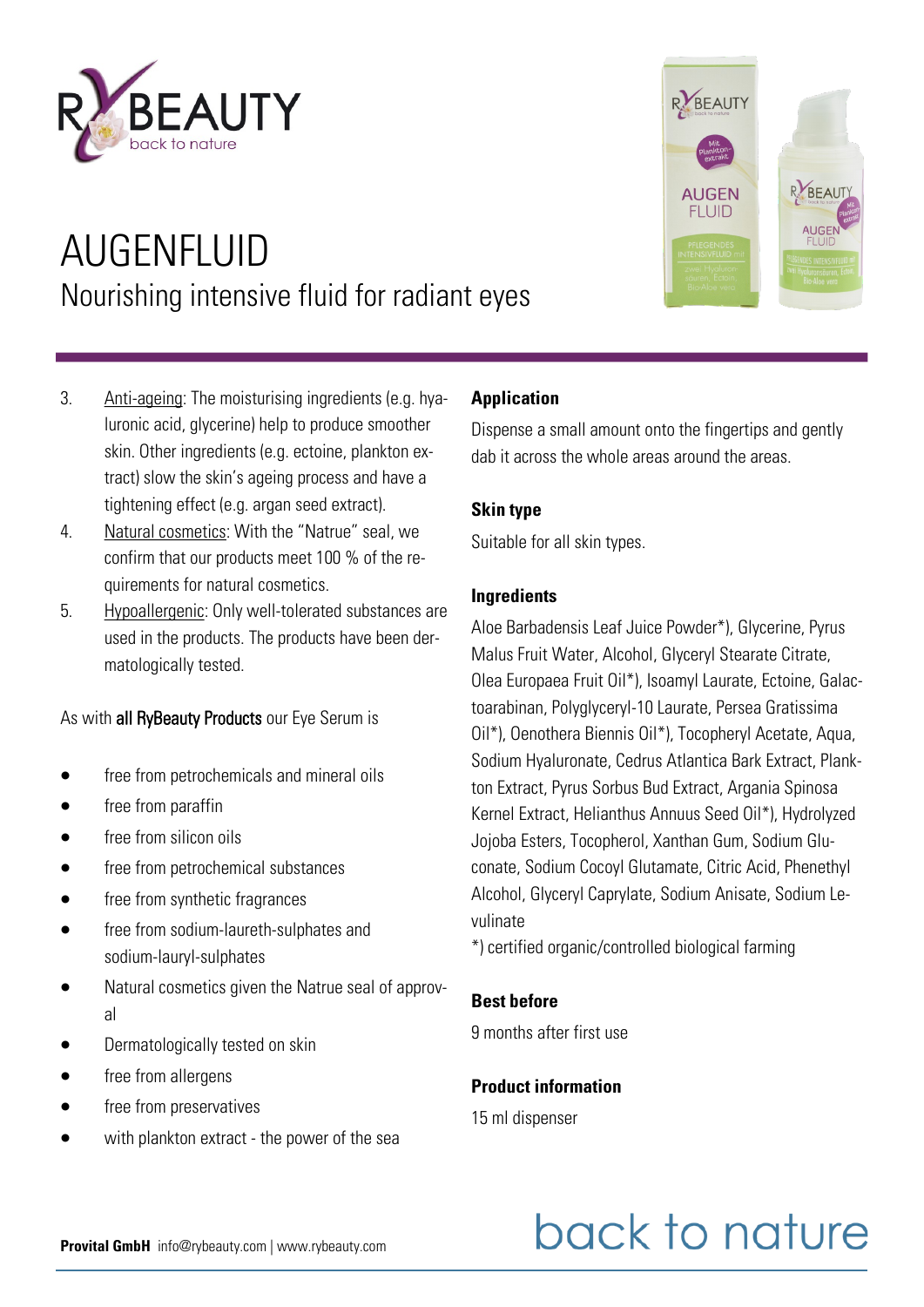# AUGENFLUID

## Nourishing intensive fluid for radiant eyes

3. Anti-ageing: The moisturising ingredients (e.g. hyaluronic acid, glycerine) help to produce smoother skin. Other ingredients (e.g. ectoine, plankton extract) slow the skin's ageing process and have a tightening effect (e.g. argan seed extract).
4. Natural cosmetics: With the "Natrue" seal, we confirm that our products meet 100 % of the requirements for natural cosmetics.
5. Hypoallergenic: Only well-tolerated substances are used in the products. The products have been dermatologically tested.

As with **all RyBeauty Products** our Eye Serum is

- free from petrochemicals and mineral oils
- free from paraffin
- free from silicon oils
- free from petrochemical substances
- free from synthetic fragrances
- free from sodium-laureth-sulphates and sodium-lauryl-sulphates
- Natural cosmetics given the Natrue seal of approval
- Dermatologically tested on skin
- free from allergens
- free from preservatives
- with plankton extract - the power of the sea

**Application**

Dispense a small amount onto the fingertips and gently dab it across the whole areas around the areas.

**Skin type**

Suitable for all skin types.

**Ingredients**

Aloe Barbadensis Leaf Juice Powder*), Glycerine, Pyrus Malus Fruit Water, Alcohol, Glyceryl Stearate Citrate, Olea Europaea Fruit Oil*), Isoamyl Laurate, Ectoine, Galactoarabinan, Polyglyceryl-10 Laurate, Persea Gratissima Oil*), Oenothera Biennis Oil*), Tocopheryl Acetate, Aqua, Sodium Hyaluronate, Cedrus Atlantica Bark Extract, Plankton Extract, Pyrus Sorbus Bud Extract, Argania Spinosa Kernel Extract, Helianthus Annuus Seed Oil*), Hydrolyzed Jojoba Esters, Tocopherol, Xanthan Gum, Sodium Gluconate, Sodium Cocoyl Glutamate, Citric Acid, Phenethyl Alcohol, Glyceryl Caprylate, Sodium Anisate, Sodium Levulinate

*) certified organic/controlled biological farming

**Best before**

9 months after first use

**Product information**

15 ml dispenser

**Provital GmbH** info@rybeauty.com | www.rybeauty.com

back to nature